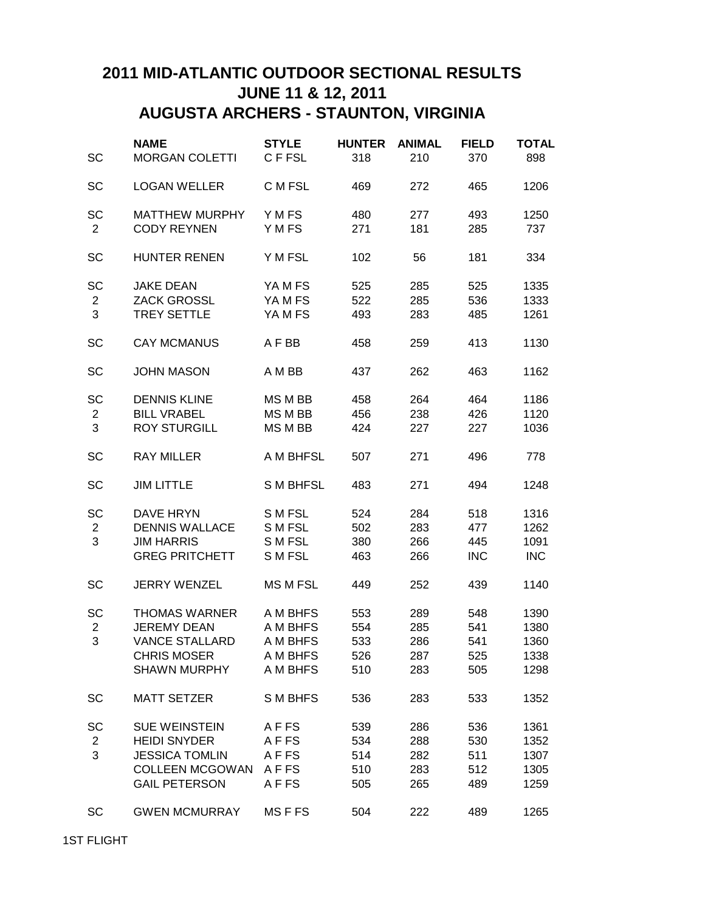# 2011 MID-ATLANTIC OUTDOOR SECTIONAL RESULTS
## JUNE 11 & 12, 2011
## AUGUSTA ARCHERS - STAUNTON, VIRGINIA

| | NAME | STYLE | HUNTER | ANIMAL | FIELD | TOTAL |
|---|---|---|---|---|---|---|
| SC | MORGAN COLETTI | C F FSL | 318 | 210 | 370 | 898 |
| | | | | | | |
| SC | LOGAN WELLER | C M FSL | 469 | 272 | 465 | 1206 |
| | | | | | | |
| SC | MATTHEW MURPHY | Y M FS | 480 | 277 | 493 | 1250 |
| 2 | CODY REYNEN | Y M FS | 271 | 181 | 285 | 737 |
| | | | | | | |
| SC | HUNTER RENEN | Y M FSL | 102 | 56 | 181 | 334 |
| | | | | | | |
| SC | JAKE DEAN | YA M FS | 525 | 285 | 525 | 1335 |
| 2 | ZACK GROSSL | YA M FS | 522 | 285 | 536 | 1333 |
| 3 | TREY SETTLE | YA M FS | 493 | 283 | 485 | 1261 |
| | | | | | | |
| SC | CAY MCMANUS | A F BB | 458 | 259 | 413 | 1130 |
| | | | | | | |
| SC | JOHN MASON | A M BB | 437 | 262 | 463 | 1162 |
| | | | | | | |
| SC | DENNIS KLINE | MS M BB | 458 | 264 | 464 | 1186 |
| 2 | BILL VRABEL | MS M BB | 456 | 238 | 426 | 1120 |
| 3 | ROY STURGILL | MS M BB | 424 | 227 | 227 | 1036 |
| | | | | | | |
| SC | RAY MILLER | A M BHFSL | 507 | 271 | 496 | 778 |
| | | | | | | |
| SC | JIM LITTLE | S M BHFSL | 483 | 271 | 494 | 1248 |
| | | | | | | |
| SC | DAVE HRYN | S M FSL | 524 | 284 | 518 | 1316 |
| 2 | DENNIS WALLACE | S M FSL | 502 | 283 | 477 | 1262 |
| 3 | JIM HARRIS | S M FSL | 380 | 266 | 445 | 1091 |
| | GREG PRITCHETT | S M FSL | 463 | 266 | INC | INC |
| | | | | | | |
| SC | JERRY WENZEL | MS M FSL | 449 | 252 | 439 | 1140 |
| | | | | | | |
| SC | THOMAS WARNER | A M BHFS | 553 | 289 | 548 | 1390 |
| 2 | JEREMY DEAN | A M BHFS | 554 | 285 | 541 | 1380 |
| 3 | VANCE STALLARD | A M BHFS | 533 | 286 | 541 | 1360 |
| | CHRIS MOSER | A M BHFS | 526 | 287 | 525 | 1338 |
| | SHAWN MURPHY | A M BHFS | 510 | 283 | 505 | 1298 |
| | | | | | | |
| SC | MATT SETZER | S M BHFS | 536 | 283 | 533 | 1352 |
| | | | | | | |
| SC | SUE WEINSTEIN | A F FS | 539 | 286 | 536 | 1361 |
| 2 | HEIDI SNYDER | A F FS | 534 | 288 | 530 | 1352 |
| 3 | JESSICA TOMLIN | A F FS | 514 | 282 | 511 | 1307 |
| | COLLEEN MCGOWAN | A F FS | 510 | 283 | 512 | 1305 |
| | GAIL PETERSON | A F FS | 505 | 265 | 489 | 1259 |
| | | | | | | |
| SC | GWEN MCMURRAY | MS F FS | 504 | 222 | 489 | 1265 |

1ST FLIGHT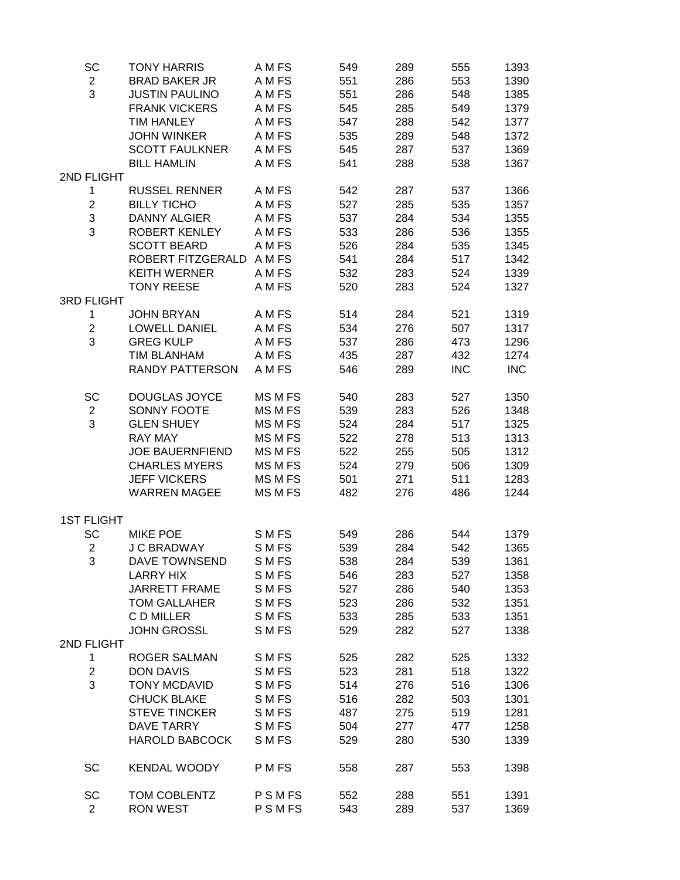| | | | | | | |
|---|---|---|---|---|---|---|
| SC | TONY HARRIS | A M FS | 549 | 289 | 555 | 1393 |
| 2 | BRAD BAKER JR | A M FS | 551 | 286 | 553 | 1390 |
| 3 | JUSTIN PAULINO | A M FS | 551 | 286 | 548 | 1385 |
| | FRANK VICKERS | A M FS | 545 | 285 | 549 | 1379 |
| | TIM HANLEY | A M FS | 547 | 288 | 542 | 1377 |
| | JOHN WINKER | A M FS | 535 | 289 | 548 | 1372 |
| | SCOTT FAULKNER | A M FS | 545 | 287 | 537 | 1369 |
| | BILL HAMLIN | A M FS | 541 | 288 | 538 | 1367 |
| 2ND FLIGHT | | | | | | |
| 1 | RUSSEL RENNER | A M FS | 542 | 287 | 537 | 1366 |
| 2 | BILLY TICHO | A M FS | 527 | 285 | 535 | 1357 |
| 3 | DANNY ALGIER | A M FS | 537 | 284 | 534 | 1355 |
| 3 | ROBERT KENLEY | A M FS | 533 | 286 | 536 | 1355 |
| | SCOTT BEARD | A M FS | 526 | 284 | 535 | 1345 |
| | ROBERT FITZGERALD | A M FS | 541 | 284 | 517 | 1342 |
| | KEITH WERNER | A M FS | 532 | 283 | 524 | 1339 |
| | TONY REESE | A M FS | 520 | 283 | 524 | 1327 |
| 3RD FLIGHT | | | | | | |
| 1 | JOHN BRYAN | A M FS | 514 | 284 | 521 | 1319 |
| 2 | LOWELL DANIEL | A M FS | 534 | 276 | 507 | 1317 |
| 3 | GREG KULP | A M FS | 537 | 286 | 473 | 1296 |
| | TIM BLANHAM | A M FS | 435 | 287 | 432 | 1274 |
| | RANDY PATTERSON | A M FS | 546 | 289 | INC | INC |
| | | | | | | |
| SC | DOUGLAS JOYCE | MS M FS | 540 | 283 | 527 | 1350 |
| 2 | SONNY FOOTE | MS M FS | 539 | 283 | 526 | 1348 |
| 3 | GLEN SHUEY | MS M FS | 524 | 284 | 517 | 1325 |
| | RAY MAY | MS M FS | 522 | 278 | 513 | 1313 |
| | JOE BAUERNFIEND | MS M FS | 522 | 255 | 505 | 1312 |
| | CHARLES MYERS | MS M FS | 524 | 279 | 506 | 1309 |
| | JEFF VICKERS | MS M FS | 501 | 271 | 511 | 1283 |
| | WARREN MAGEE | MS M FS | 482 | 276 | 486 | 1244 |
| | | | | | | |
| 1ST FLIGHT | | | | | | |
| SC | MIKE POE | S M FS | 549 | 286 | 544 | 1379 |
| 2 | J C BRADWAY | S M FS | 539 | 284 | 542 | 1365 |
| 3 | DAVE TOWNSEND | S M FS | 538 | 284 | 539 | 1361 |
| | LARRY HIX | S M FS | 546 | 283 | 527 | 1358 |
| | JARRETT FRAME | S M FS | 527 | 286 | 540 | 1353 |
| | TOM GALLAHER | S M FS | 523 | 286 | 532 | 1351 |
| | C D MILLER | S M FS | 533 | 285 | 533 | 1351 |
| | JOHN GROSSL | S M FS | 529 | 282 | 527 | 1338 |
| 2ND FLIGHT | | | | | | |
| 1 | ROGER SALMAN | S M FS | 525 | 282 | 525 | 1332 |
| 2 | DON DAVIS | S M FS | 523 | 281 | 518 | 1322 |
| 3 | TONY MCDAVID | S M FS | 514 | 276 | 516 | 1306 |
| | CHUCK BLAKE | S M FS | 516 | 282 | 503 | 1301 |
| | STEVE TINCKER | S M FS | 487 | 275 | 519 | 1281 |
| | DAVE TARRY | S M FS | 504 | 277 | 477 | 1258 |
| | HAROLD BABCOCK | S M FS | 529 | 280 | 530 | 1339 |
| | | | | | | |
| SC | KENDAL WOODY | P M FS | 558 | 287 | 553 | 1398 |
| | | | | | | |
| SC | TOM COBLENTZ | P S M FS | 552 | 288 | 551 | 1391 |
| 2 | RON WEST | P S M FS | 543 | 289 | 537 | 1369 |